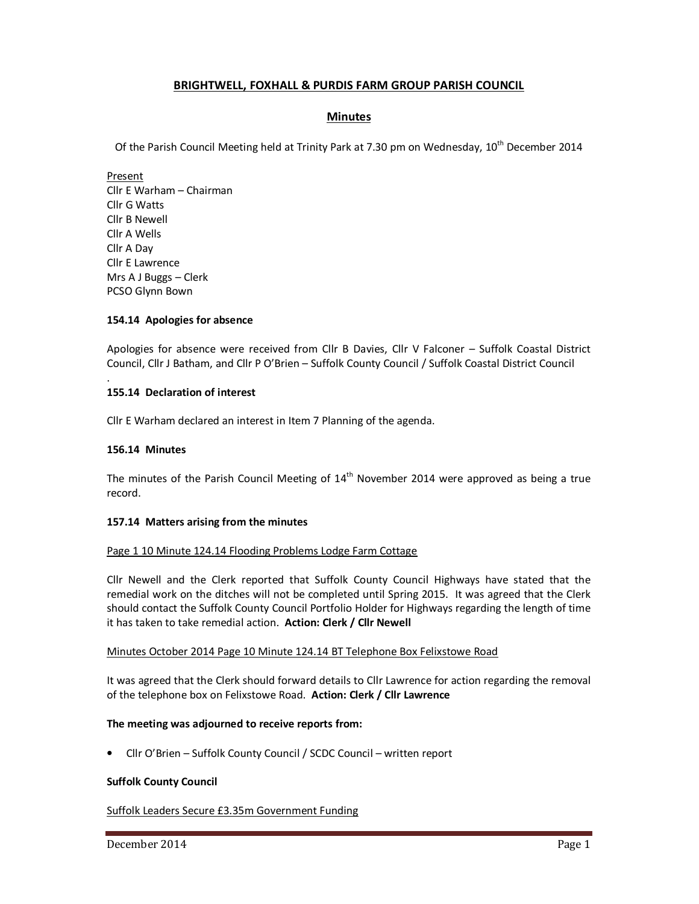# BRIGHTWELL, FOXHALL & PURDIS FARM GROUP PARISH COUNCIL

## Minutes

Of the Parish Council Meeting held at Trinity Park at 7.30 pm on Wednesday, 10th December 2014

Present
Cllr E Warham – Chairman
Cllr G Watts
Cllr B Newell
Cllr A Wells
Cllr A Day
Cllr E Lawrence
Mrs A J Buggs – Clerk
PCSO Glynn Bown

### 154.14 Apologies for absence

Apologies for absence were received from Cllr B Davies, Cllr V Falconer – Suffolk Coastal District Council, Cllr J Batham, and Cllr P O'Brien – Suffolk County Council / Suffolk Coastal District Council

.

### 155.14 Declaration of interest

Cllr E Warham declared an interest in Item 7 Planning of the agenda.

### 156.14 Minutes

The minutes of the Parish Council Meeting of 14th November 2014 were approved as being a true record.

### 157.14 Matters arising from the minutes

Page 1 10 Minute 124.14 Flooding Problems Lodge Farm Cottage

Cllr Newell and the Clerk reported that Suffolk County Council Highways have stated that the remedial work on the ditches will not be completed until Spring 2015. It was agreed that the Clerk should contact the Suffolk County Council Portfolio Holder for Highways regarding the length of time it has taken to take remedial action. **Action: Clerk / Cllr Newell**

Minutes October 2014 Page 10 Minute 124.14 BT Telephone Box Felixstowe Road

It was agreed that the Clerk should forward details to Cllr Lawrence for action regarding the removal of the telephone box on Felixstowe Road. **Action: Clerk / Cllr Lawrence**

**The meeting was adjourned to receive reports from:**

- Cllr O'Brien – Suffolk County Council / SCDC Council – written report

**Suffolk County Council**

Suffolk Leaders Secure £3.35m Government Funding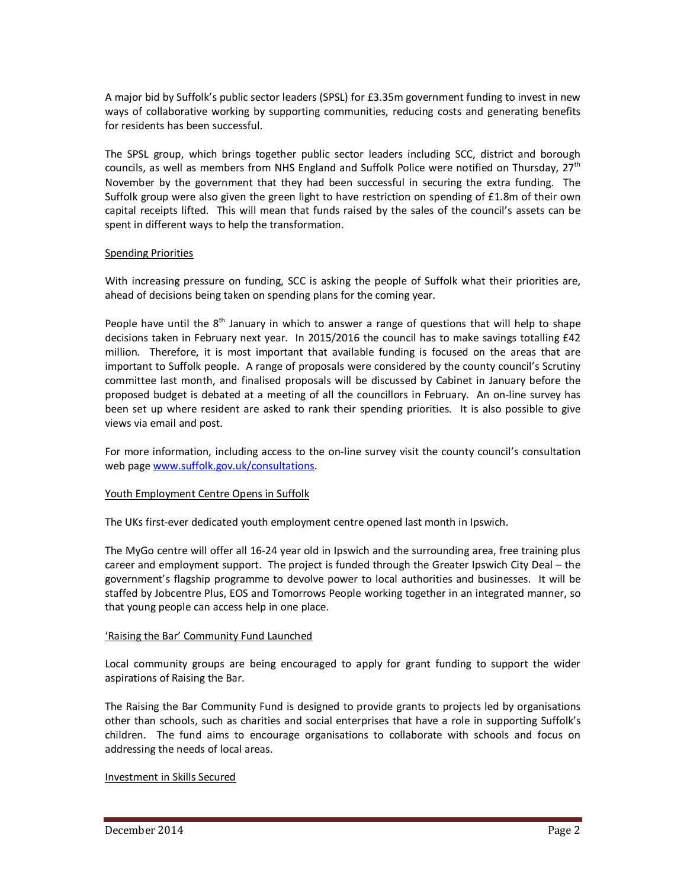A major bid by Suffolk's public sector leaders (SPSL) for £3.35m government funding to invest in new ways of collaborative working by supporting communities, reducing costs and generating benefits for residents has been successful.

The SPSL group, which brings together public sector leaders including SCC, district and borough councils, as well as members from NHS England and Suffolk Police were notified on Thursday, 27th November by the government that they had been successful in securing the extra funding. The Suffolk group were also given the green light to have restriction on spending of £1.8m of their own capital receipts lifted. This will mean that funds raised by the sales of the council's assets can be spent in different ways to help the transformation.

<u>Spending Priorities</u>

With increasing pressure on funding, SCC is asking the people of Suffolk what their priorities are, ahead of decisions being taken on spending plans for the coming year.

People have until the 8th January in which to answer a range of questions that will help to shape decisions taken in February next year. In 2015/2016 the council has to make savings totalling £42 million. Therefore, it is most important that available funding is focused on the areas that are important to Suffolk people. A range of proposals were considered by the county council's Scrutiny committee last month, and finalised proposals will be discussed by Cabinet in January before the proposed budget is debated at a meeting of all the councillors in February. An on-line survey has been set up where resident are asked to rank their spending priorities. It is also possible to give views via email and post.

For more information, including access to the on-line survey visit the county council's consultation web page [www.suffolk.gov.uk/consultations](www.suffolk.gov.uk/consultations).

<u>Youth Employment Centre Opens in Suffolk</u>

The UKs first-ever dedicated youth employment centre opened last month in Ipswich.

The MyGo centre will offer all 16-24 year old in Ipswich and the surrounding area, free training plus career and employment support. The project is funded through the Greater Ipswich City Deal – the government's flagship programme to devolve power to local authorities and businesses. It will be staffed by Jobcentre Plus, EOS and Tomorrows People working together in an integrated manner, so that young people can access help in one place.

<u>'Raising the Bar' Community Fund Launched</u>

Local community groups are being encouraged to apply for grant funding to support the wider aspirations of Raising the Bar.

The Raising the Bar Community Fund is designed to provide grants to projects led by organisations other than schools, such as charities and social enterprises that have a role in supporting Suffolk's children. The fund aims to encourage organisations to collaborate with schools and focus on addressing the needs of local areas.

<u>Investment in Skills Secured</u>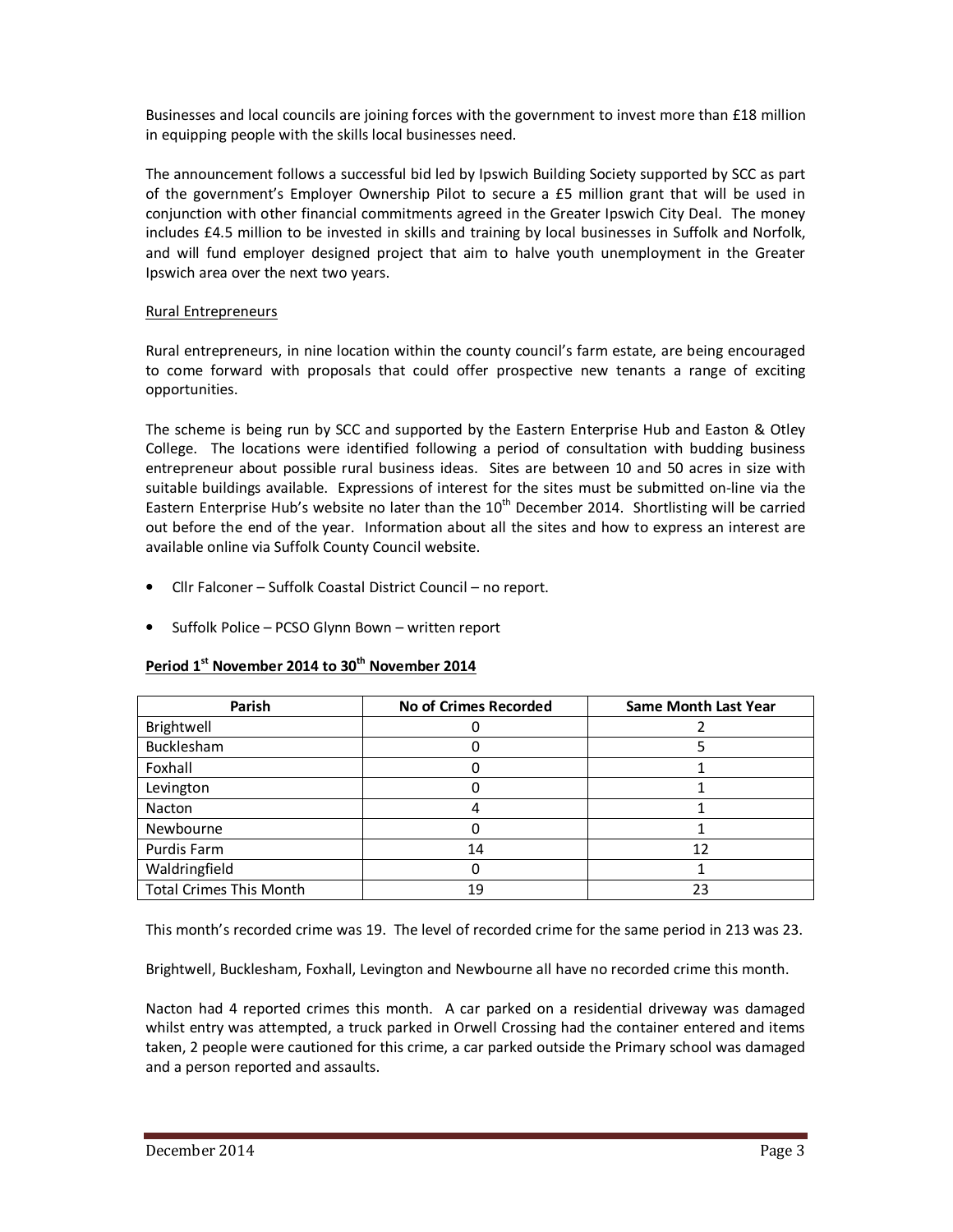Businesses and local councils are joining forces with the government to invest more than £18 million in equipping people with the skills local businesses need.

The announcement follows a successful bid led by Ipswich Building Society supported by SCC as part of the government's Employer Ownership Pilot to secure a £5 million grant that will be used in conjunction with other financial commitments agreed in the Greater Ipswich City Deal. The money includes £4.5 million to be invested in skills and training by local businesses in Suffolk and Norfolk, and will fund employer designed project that aim to halve youth unemployment in the Greater Ipswich area over the next two years.

Rural Entrepreneurs

Rural entrepreneurs, in nine location within the county council's farm estate, are being encouraged to come forward with proposals that could offer prospective new tenants a range of exciting opportunities.

The scheme is being run by SCC and supported by the Eastern Enterprise Hub and Easton & Otley College. The locations were identified following a period of consultation with budding business entrepreneur about possible rural business ideas. Sites are between 10 and 50 acres in size with suitable buildings available. Expressions of interest for the sites must be submitted on-line via the Eastern Enterprise Hub's website no later than the 10th December 2014. Shortlisting will be carried out before the end of the year. Information about all the sites and how to express an interest are available online via Suffolk County Council website.

- Cllr Falconer – Suffolk Coastal District Council – no report.
- Suffolk Police – PCSO Glynn Bown – written report

**Period 1st November 2014 to 30th November 2014**

| Parish | No of Crimes Recorded | Same Month Last Year |
|---|---|---|
| Brightwell | 0 | 2 |
| Bucklesham | 0 | 5 |
| Foxhall | 0 | 1 |
| Levington | 0 | 1 |
| Nacton | 4 | 1 |
| Newbourne | 0 | 1 |
| Purdis Farm | 14 | 12 |
| Waldringfield | 0 | 1 |
| Total Crimes This Month | 19 | 23 |

This month's recorded crime was 19. The level of recorded crime for the same period in 213 was 23.

Brightwell, Bucklesham, Foxhall, Levington and Newbourne all have no recorded crime this month.

Nacton had 4 reported crimes this month. A car parked on a residential driveway was damaged whilst entry was attempted, a truck parked in Orwell Crossing had the container entered and items taken, 2 people were cautioned for this crime, a car parked outside the Primary school was damaged and a person reported and assaults.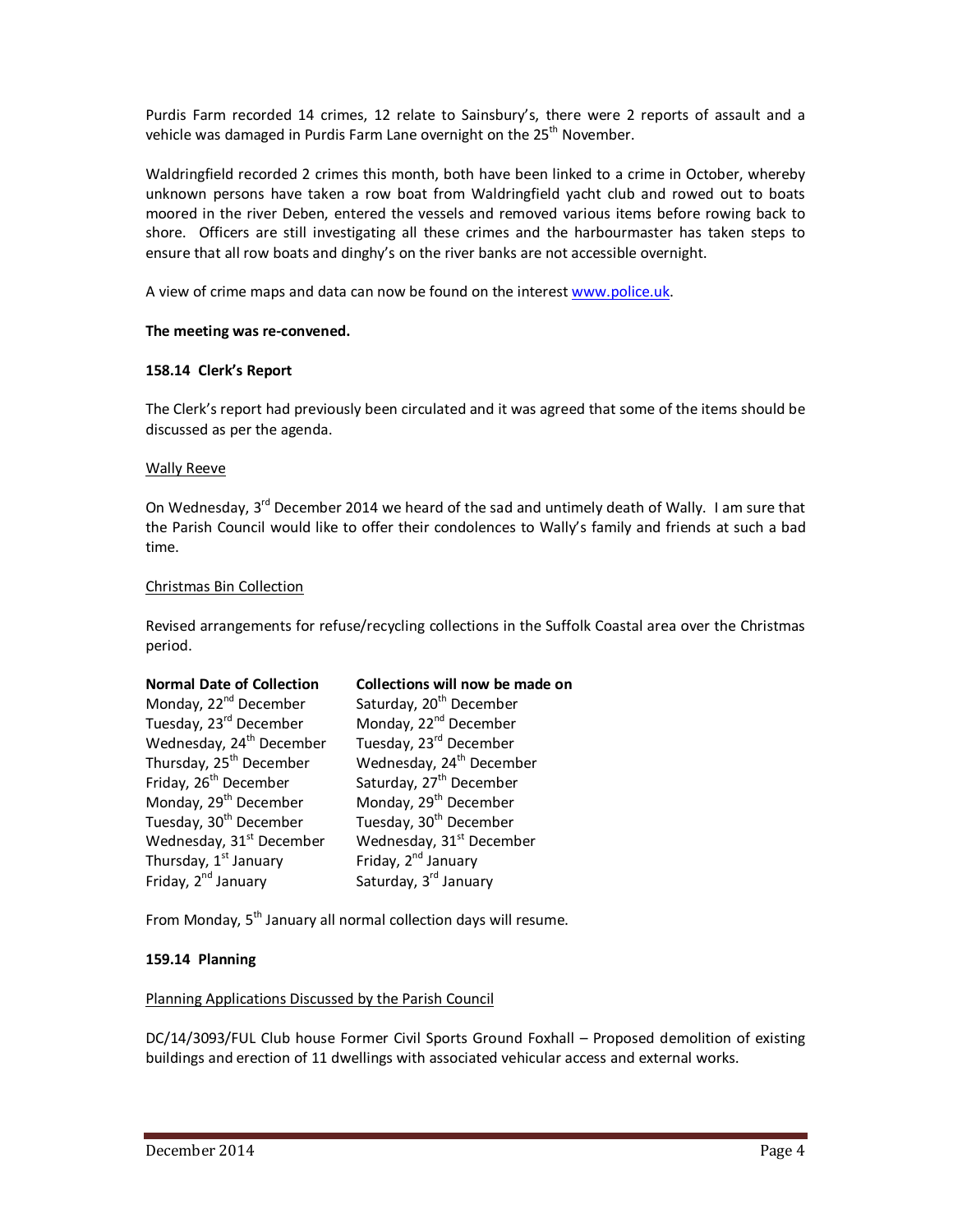Purdis Farm recorded 14 crimes, 12 relate to Sainsbury's, there were 2 reports of assault and a vehicle was damaged in Purdis Farm Lane overnight on the 25th November.

Waldringfield recorded 2 crimes this month, both have been linked to a crime in October, whereby unknown persons have taken a row boat from Waldringfield yacht club and rowed out to boats moored in the river Deben, entered the vessels and removed various items before rowing back to shore. Officers are still investigating all these crimes and the harbourmaster has taken steps to ensure that all row boats and dinghy's on the river banks are not accessible overnight.

A view of crime maps and data can now be found on the interest www.police.uk.

**The meeting was re-convened.**

**158.14 Clerk's Report**

The Clerk's report had previously been circulated and it was agreed that some of the items should be discussed as per the agenda.

Wally Reeve

On Wednesday, 3rd December 2014 we heard of the sad and untimely death of Wally. I am sure that the Parish Council would like to offer their condolences to Wally's family and friends at such a bad time.

Christmas Bin Collection

Revised arrangements for refuse/recycling collections in the Suffolk Coastal area over the Christmas period.

| Normal Date of Collection | Collections will now be made on |
|---|---|
| Monday, 22nd December | Saturday, 20th December |
| Tuesday, 23rd December | Monday, 22nd December |
| Wednesday, 24th December | Tuesday, 23rd December |
| Thursday, 25th December | Wednesday, 24th December |
| Friday, 26th December | Saturday, 27th December |
| Monday, 29th December | Monday, 29th December |
| Tuesday, 30th December | Tuesday, 30th December |
| Wednesday, 31st December | Wednesday, 31st December |
| Thursday, 1st January | Friday, 2nd January |
| Friday, 2nd January | Saturday, 3rd January |

From Monday, 5th January all normal collection days will resume.

**159.14 Planning**

Planning Applications Discussed by the Parish Council

DC/14/3093/FUL Club house Former Civil Sports Ground Foxhall – Proposed demolition of existing buildings and erection of 11 dwellings with associated vehicular access and external works.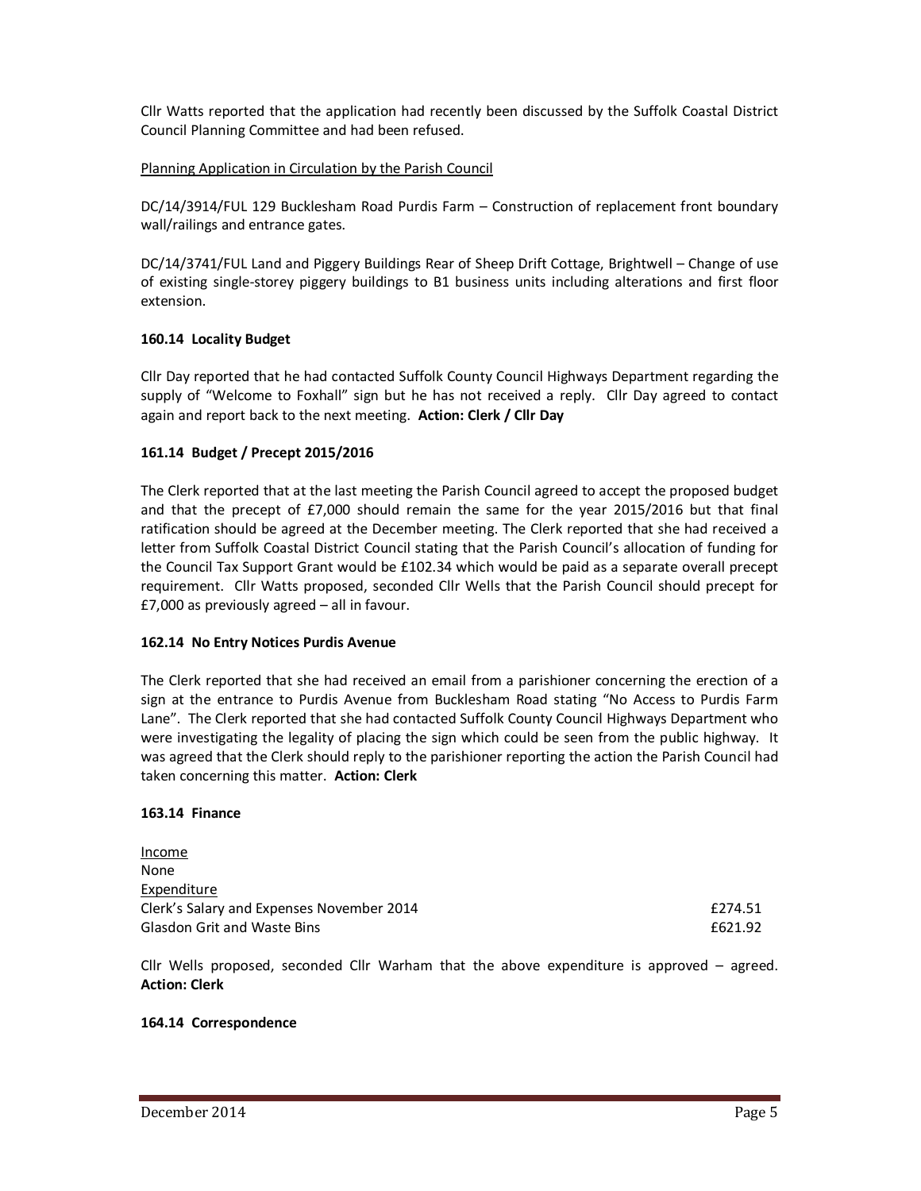Cllr Watts reported that the application had recently been discussed by the Suffolk Coastal District Council Planning Committee and had been refused.

Planning Application in Circulation by the Parish Council

DC/14/3914/FUL 129 Bucklesham Road Purdis Farm – Construction of replacement front boundary wall/railings and entrance gates.

DC/14/3741/FUL Land and Piggery Buildings Rear of Sheep Drift Cottage, Brightwell – Change of use of existing single-storey piggery buildings to B1 business units including alterations and first floor extension.

**160.14 Locality Budget**

Cllr Day reported that he had contacted Suffolk County Council Highways Department regarding the supply of "Welcome to Foxhall" sign but he has not received a reply. Cllr Day agreed to contact again and report back to the next meeting. **Action: Clerk / Cllr Day**

**161.14 Budget / Precept 2015/2016**

The Clerk reported that at the last meeting the Parish Council agreed to accept the proposed budget and that the precept of £7,000 should remain the same for the year 2015/2016 but that final ratification should be agreed at the December meeting. The Clerk reported that she had received a letter from Suffolk Coastal District Council stating that the Parish Council's allocation of funding for the Council Tax Support Grant would be £102.34 which would be paid as a separate overall precept requirement. Cllr Watts proposed, seconded Cllr Wells that the Parish Council should precept for £7,000 as previously agreed – all in favour.

**162.14 No Entry Notices Purdis Avenue**

The Clerk reported that she had received an email from a parishioner concerning the erection of a sign at the entrance to Purdis Avenue from Bucklesham Road stating "No Access to Purdis Farm Lane". The Clerk reported that she had contacted Suffolk County Council Highways Department who were investigating the legality of placing the sign which could be seen from the public highway. It was agreed that the Clerk should reply to the parishioner reporting the action the Parish Council had taken concerning this matter. **Action: Clerk**

**163.14 Finance**

Income
None
Expenditure

| | |
|---|---|
| Clerk's Salary and Expenses November 2014 | £274.51 |
| Glasdon Grit and Waste Bins | £621.92 |

Cllr Wells proposed, seconded Cllr Warham that the above expenditure is approved – agreed. **Action: Clerk**

**164.14 Correspondence**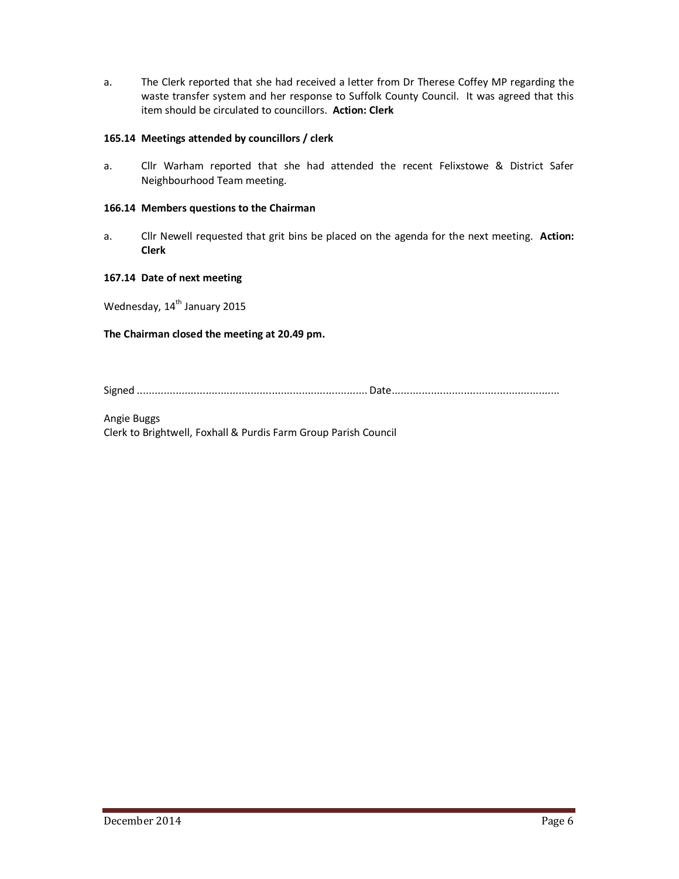a. The Clerk reported that she had received a letter from Dr Therese Coffey MP regarding the waste transfer system and her response to Suffolk County Council. It was agreed that this item should be circulated to councillors. **Action: Clerk**

**165.14 Meetings attended by councillors / clerk**

a. Cllr Warham reported that she had attended the recent Felixstowe & District Safer Neighbourhood Team meeting.

**166.14 Members questions to the Chairman**

a. Cllr Newell requested that grit bins be placed on the agenda for the next meeting. **Action: Clerk**

**167.14 Date of next meeting**

Wednesday, 14th January 2015

**The Chairman closed the meeting at 20.49 pm.**

Signed ............................................................................ Date.......................................................

Angie Buggs
Clerk to Brightwell, Foxhall & Purdis Farm Group Parish Council